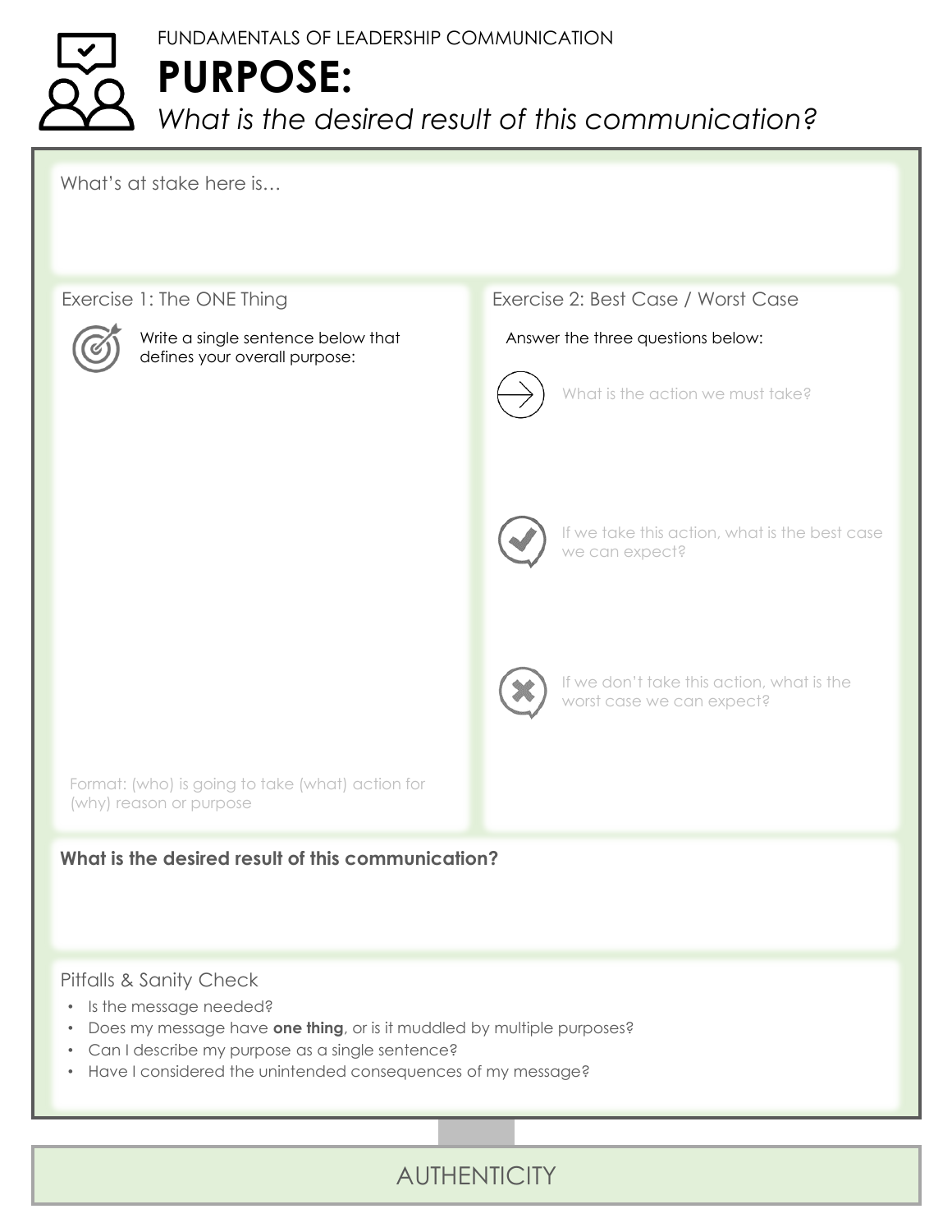FUNDAMENTALS OF LEADERSHIP COMMUNICATION

# PURPOSE:

*What is the desired result of this communication?*

What's at stake here is…

## Exercise 1: The ONE Thing

Write a single sentence below that defines your overall purpose:

Format: (who) is going to take (what) action for (why) reason or purpose

## Exercise 2: Best Case / Worst Case

Answer the three questions below:

What is the action we must take?

If we take this action, what is the best case we can expect?

If we don't take this action, what is the worst case we can expect?

**What is the desired result of this communication?**

## Pitfalls & Sanity Check

- Is the message needed?
- Does my message have **one thing**, or is it muddled by multiple purposes?
- Can I describe my purpose as a single sentence?
- Have I considered the unintended consequences of my message?

AUTHENTICITY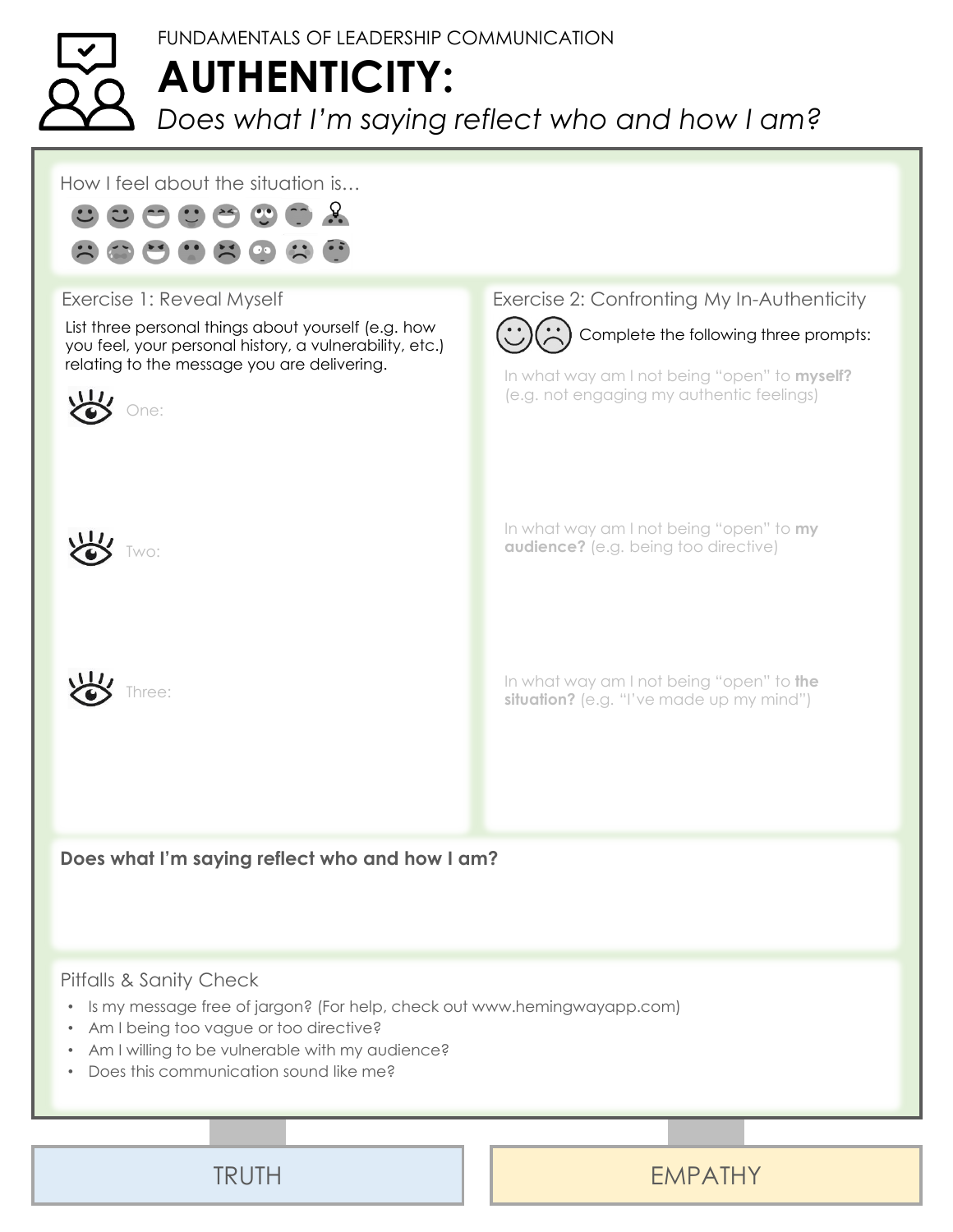FUNDAMENTALS OF LEADERSHIP COMMUNICATION

# AUTHENTICITY:

*Does what I'm saying reflect who and how I am?*

How I feel about the situation is…

## Exercise 1: Reveal Myself

List three personal things about yourself (e.g. how you feel, your personal history, a vulnerability, etc.) relating to the message you are delivering.

One:

Two:

Three:

## Exercise 2: Confronting My In-Authenticity

Complete the following three prompts:

In what way am I not being "open" to **myself?** (e.g. not engaging my authentic feelings)

In what way am I not being "open" to **my audience?** (e.g. being too directive)

In what way am I not being "open" to **the situation?** (e.g. "I've made up my mind")

**Does what I'm saying reflect who and how I am?**

## Pitfalls & Sanity Check

- Is my message free of jargon? (For help, check out www.hemingwayapp.com)
- Am I being too vague or too directive?
- Am I willing to be vulnerable with my audience?
- Does this communication sound like me?

TRUTH

EMPATHY